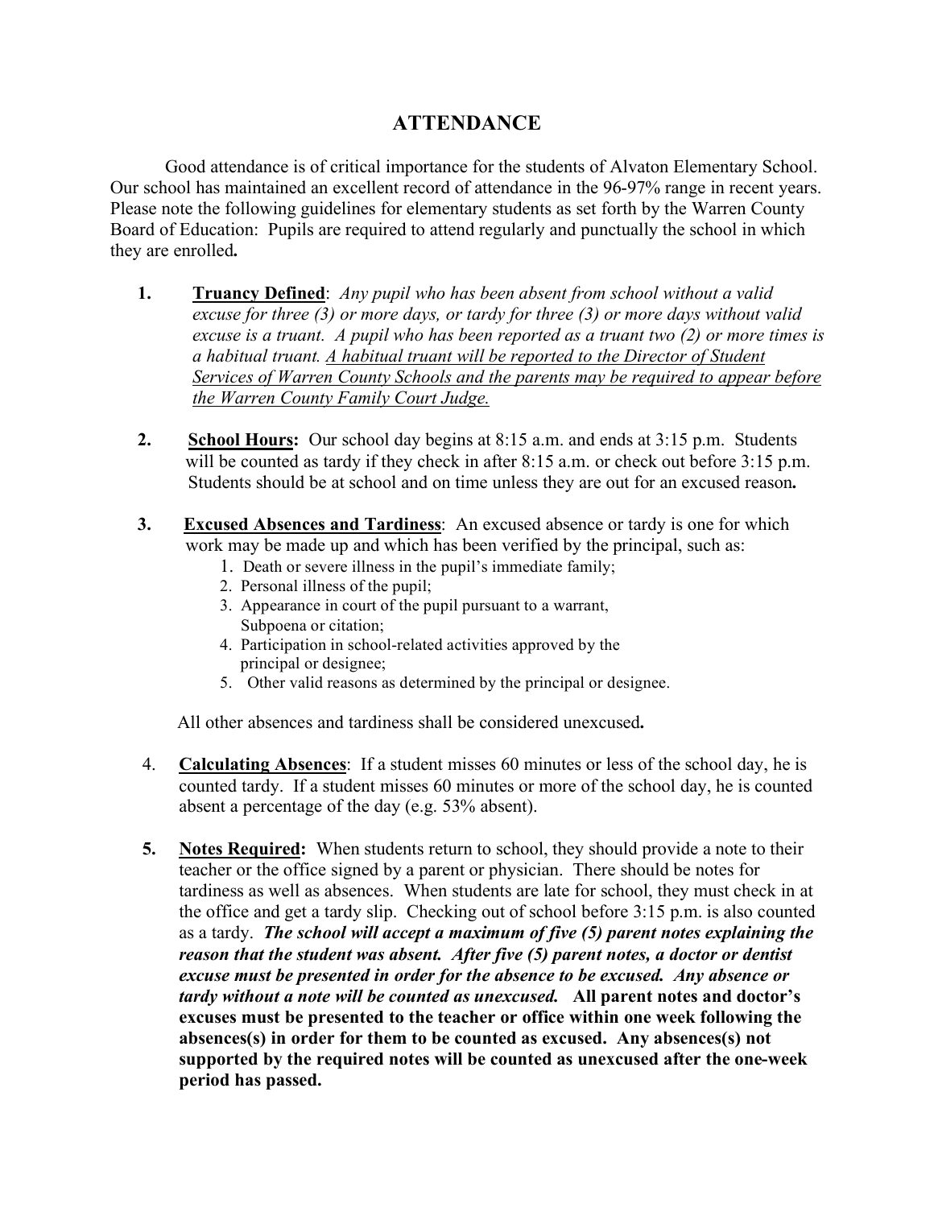# ATTENDANCE

Good attendance is of critical importance for the students of Alvaton Elementary School. Our school has maintained an excellent record of attendance in the 96-97% range in recent years. Please note the following guidelines for elementary students as set forth by the Warren County Board of Education: Pupils are required to attend regularly and punctually the school in which they are enrolled**.**

1. **Truancy Defined**: *Any pupil who has been absent from school without a valid excuse for three (3) or more days, or tardy for three (3) or more days without valid excuse is a truant. A pupil who has been reported as a truant two (2) or more times is a habitual truant. A habitual truant will be reported to the Director of Student Services of Warren County Schools and the parents may be required to appear before the Warren County Family Court Judge.*

2. **School Hours:** Our school day begins at 8:15 a.m. and ends at 3:15 p.m. Students will be counted as tardy if they check in after 8:15 a.m. or check out before 3:15 p.m. Students should be at school and on time unless they are out for an excused reason**.**

3. **Excused Absences and Tardiness**: An excused absence or tardy is one for which work may be made up and which has been verified by the principal, such as:
    1. Death or severe illness in the pupil's immediate family;
    2. Personal illness of the pupil;
    3. Appearance in court of the pupil pursuant to a warrant, Subpoena or citation;
    4. Participation in school-related activities approved by the principal or designee;
    5. Other valid reasons as determined by the principal or designee.

    All other absences and tardiness shall be considered unexcused**.**

4. **Calculating Absences**: If a student misses 60 minutes or less of the school day, he is counted tardy. If a student misses 60 minutes or more of the school day, he is counted absent a percentage of the day (e.g. 53% absent).

5. **Notes Required:** When students return to school, they should provide a note to their teacher or the office signed by a parent or physician. There should be notes for tardiness as well as absences. When students are late for school, they must check in at the office and get a tardy slip. Checking out of school before 3:15 p.m. is also counted as a tardy. ***The school will accept a maximum of five (5) parent notes explaining the reason that the student was absent. After five (5) parent notes, a doctor or dentist excuse must be presented in order for the absence to be excused. Any absence or tardy without a note will be counted as unexcused.*** **All parent notes and doctor's excuses must be presented to the teacher or office within one week following the absences(s) in order for them to be counted as excused. Any absences(s) not supported by the required notes will be counted as unexcused after the one-week period has passed.**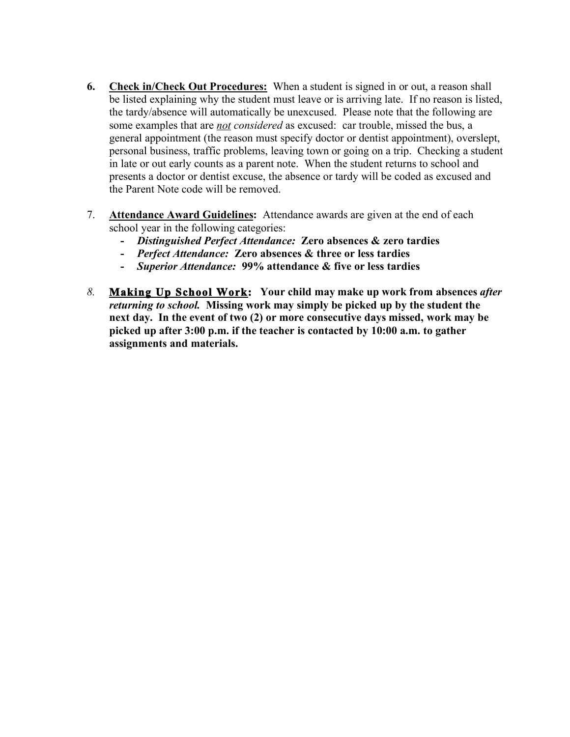6. **<u>Check in/Check Out Procedures:</u>** When a student is signed in or out, a reason shall be listed explaining why the student must leave or is arriving late. If no reason is listed, the tardy/absence will automatically be unexcused. Please note that the following are some examples that are ***<u>not</u>** considered* as excused: car trouble, missed the bus, a general appointment (the reason must specify doctor or dentist appointment), overslept, personal business, traffic problems, leaving town or going on a trip. Checking a student in late or out early counts as a parent note. When the student returns to school and presents a doctor or dentist excuse, the absence or tardy will be coded as excused and the Parent Note code will be removed.

7. **<u>Attendance Award Guidelines</u>:** Attendance awards are given at the end of each school year in the following categories:
   - ***Distinguished Perfect Attendance:*** **Zero absences & zero tardies**
   - ***Perfect Attendance:*** **Zero absences & three or less tardies**
   - ***Superior Attendance:*** **99% attendance & five or less tardies**

8. **<u>Making Up School Work</u>: Your child may make up work from absences *after returning to school.* Missing work may simply be picked up by the student the next day. In the event of two (2) or more consecutive days missed, work may be picked up after 3:00 p.m. if the teacher is contacted by 10:00 a.m. to gather assignments and materials.**